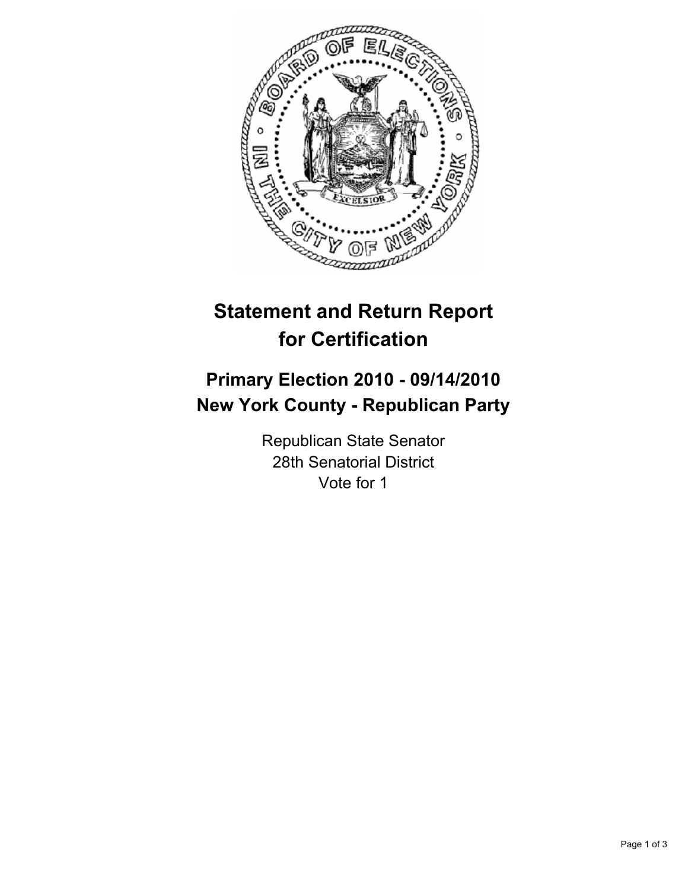# Statement and Return Report for Certification

## Primary Election 2010 - 09/14/2010
## New York County - Republican Party

Republican State Senator
28th Senatorial District
Vote for 1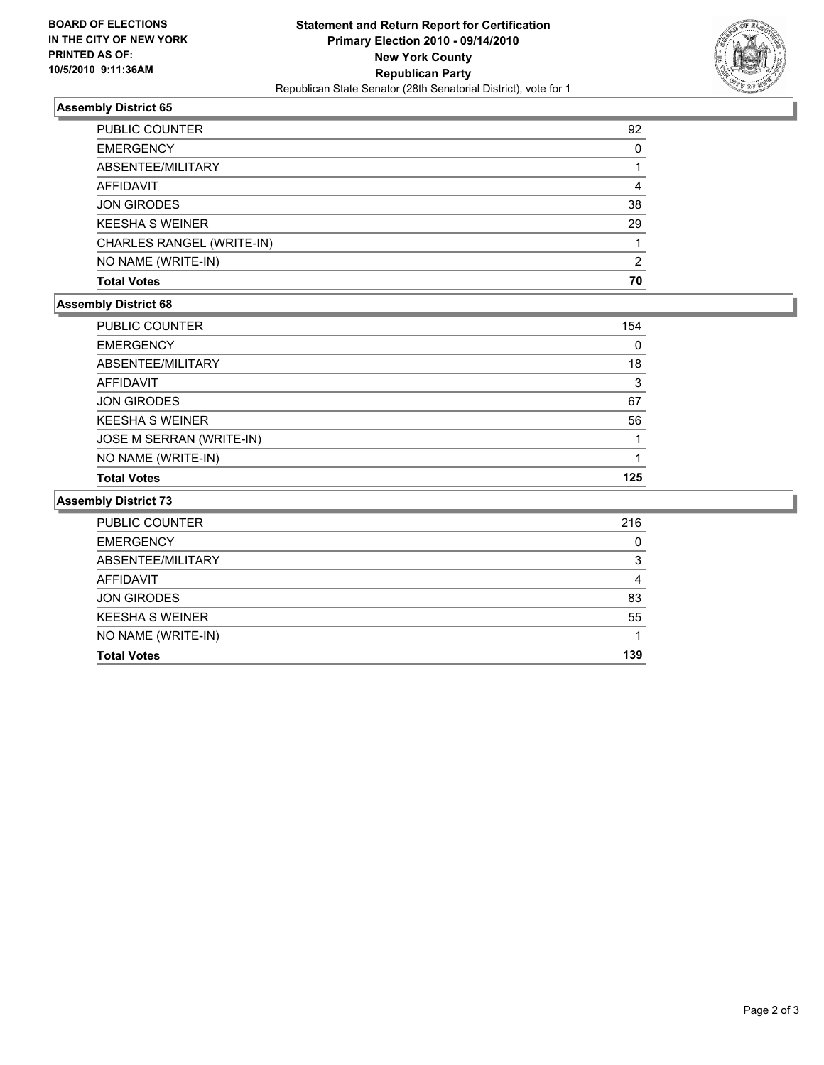**BOARD OF ELECTIONS IN THE CITY OF NEW YORK PRINTED AS OF: 10/5/2010 9:11:36AM**

**Statement and Return Report for Certification**
**Primary Election 2010 - 09/14/2010**
**New York County**
**Republican Party**
Republican State Senator (28th Senatorial District), vote for 1

### Assembly District 65

| | |
|---|---|
| PUBLIC COUNTER | 92 |
| EMERGENCY | 0 |
| ABSENTEE/MILITARY | 1 |
| AFFIDAVIT | 4 |
| JON GIRODES | 38 |
| KEESHA S WEINER | 29 |
| CHARLES RANGEL (WRITE-IN) | 1 |
| NO NAME (WRITE-IN) | 2 |
| **Total Votes** | **70** |

### Assembly District 68

| | |
|---|---|
| PUBLIC COUNTER | 154 |
| EMERGENCY | 0 |
| ABSENTEE/MILITARY | 18 |
| AFFIDAVIT | 3 |
| JON GIRODES | 67 |
| KEESHA S WEINER | 56 |
| JOSE M SERRAN (WRITE-IN) | 1 |
| NO NAME (WRITE-IN) | 1 |
| **Total Votes** | **125** |

### Assembly District 73

| | |
|---|---|
| PUBLIC COUNTER | 216 |
| EMERGENCY | 0 |
| ABSENTEE/MILITARY | 3 |
| AFFIDAVIT | 4 |
| JON GIRODES | 83 |
| KEESHA S WEINER | 55 |
| NO NAME (WRITE-IN) | 1 |
| **Total Votes** | **139** |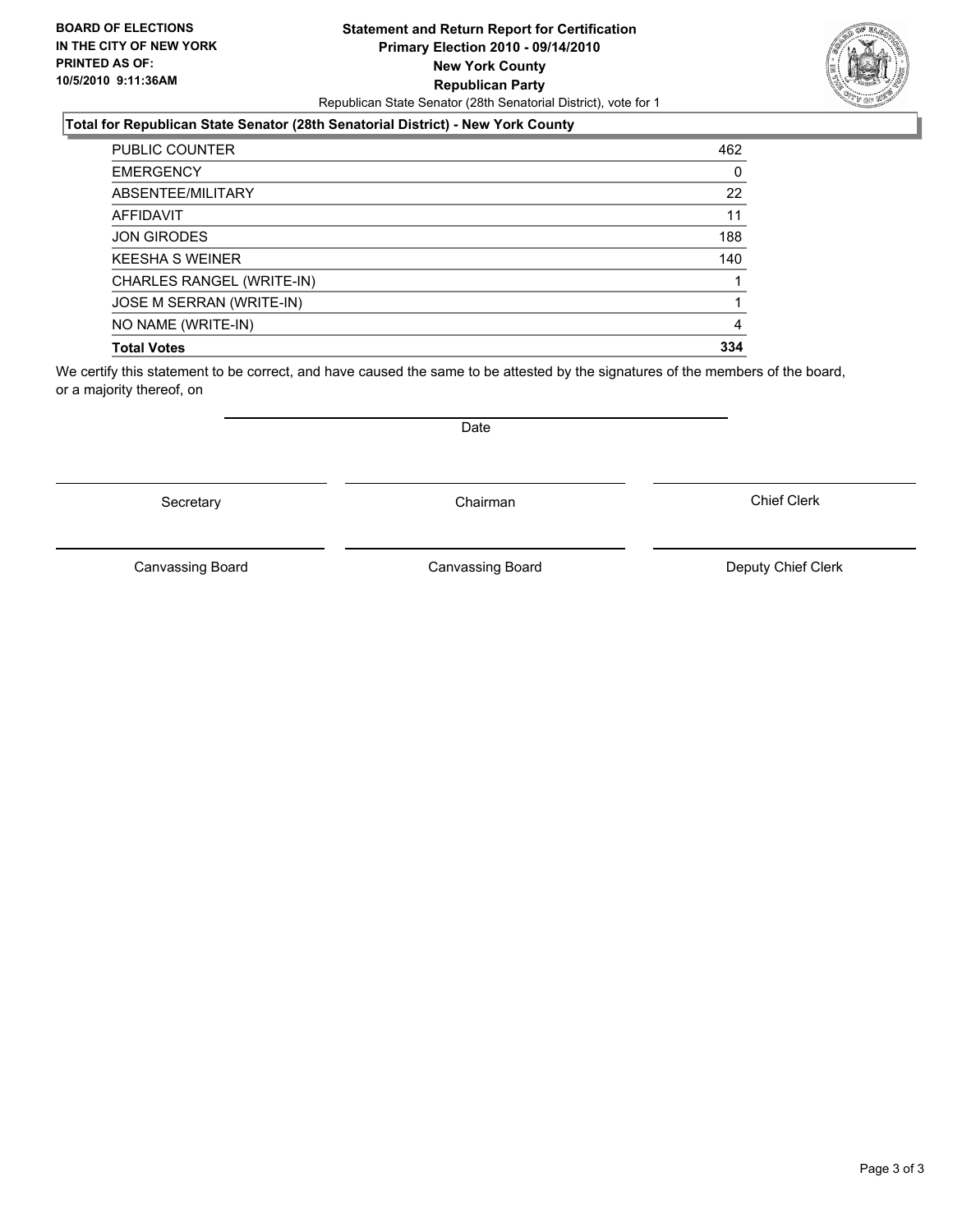**BOARD OF ELECTIONS IN THE CITY OF NEW YORK PRINTED AS OF: 10/5/2010 9:11:36AM**

**Statement and Return Report for Certification**
**Primary Election 2010 - 09/14/2010**
**New York County**
**Republican Party**
Republican State Senator (28th Senatorial District), vote for 1

**Total for Republican State Senator (28th Senatorial District) - New York County**

| | |
|---|---|
| PUBLIC COUNTER | 462 |
| EMERGENCY | 0 |
| ABSENTEE/MILITARY | 22 |
| AFFIDAVIT | 11 |
| JON GIRODES | 188 |
| KEESHA S WEINER | 140 |
| CHARLES RANGEL (WRITE-IN) | 1 |
| JOSE M SERRAN (WRITE-IN) | 1 |
| NO NAME (WRITE-IN) | 4 |
| **Total Votes** | **334** |

We certify this statement to be correct, and have caused the same to be attested by the signatures of the members of the board, or a majority thereof, on

Date

Secretary | Chairman | Chief Clerk

Canvassing Board | Canvassing Board | Deputy Chief Clerk